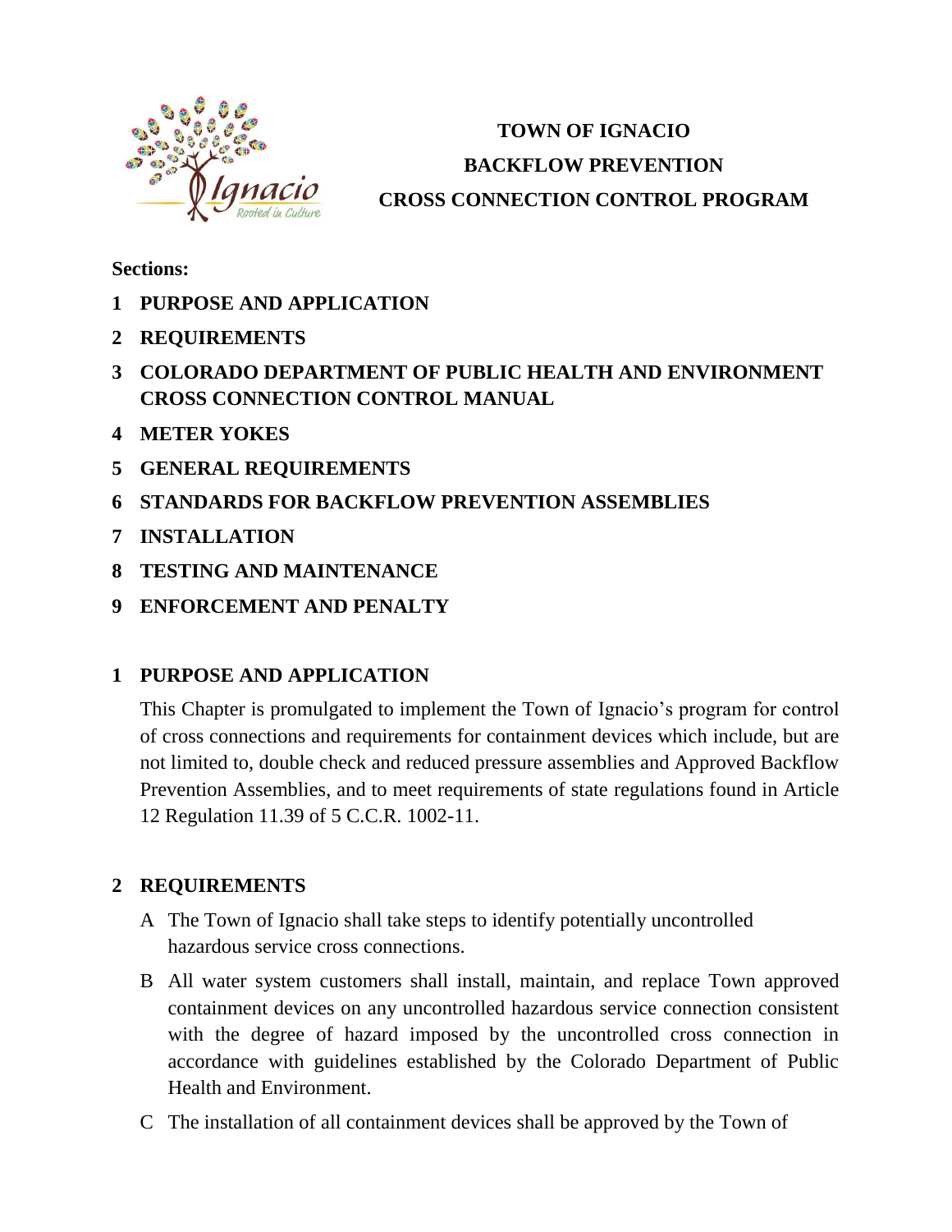# TOWN OF IGNACIO
# BACKFLOW PREVENTION
# CROSS CONNECTION CONTROL PROGRAM

**Sections:**

1. **PURPOSE AND APPLICATION**
2. **REQUIREMENTS**
3. **COLORADO DEPARTMENT OF PUBLIC HEALTH AND ENVIRONMENT CROSS CONNECTION CONTROL MANUAL**
4. **METER YOKES**
5. **GENERAL REQUIREMENTS**
6. **STANDARDS FOR BACKFLOW PREVENTION ASSEMBLIES**
7. **INSTALLATION**
8. **TESTING AND MAINTENANCE**
9. **ENFORCEMENT AND PENALTY**

## 1 PURPOSE AND APPLICATION

This Chapter is promulgated to implement the Town of Ignacio's program for control of cross connections and requirements for containment devices which include, but are not limited to, double check and reduced pressure assemblies and Approved Backflow Prevention Assemblies, and to meet requirements of state regulations found in Article 12 Regulation 11.39 of 5 C.C.R. 1002-11.

## 2 REQUIREMENTS

A The Town of Ignacio shall take steps to identify potentially uncontrolled hazardous service cross connections.

B All water system customers shall install, maintain, and replace Town approved containment devices on any uncontrolled hazardous service connection consistent with the degree of hazard imposed by the uncontrolled cross connection in accordance with guidelines established by the Colorado Department of Public Health and Environment.

C The installation of all containment devices shall be approved by the Town of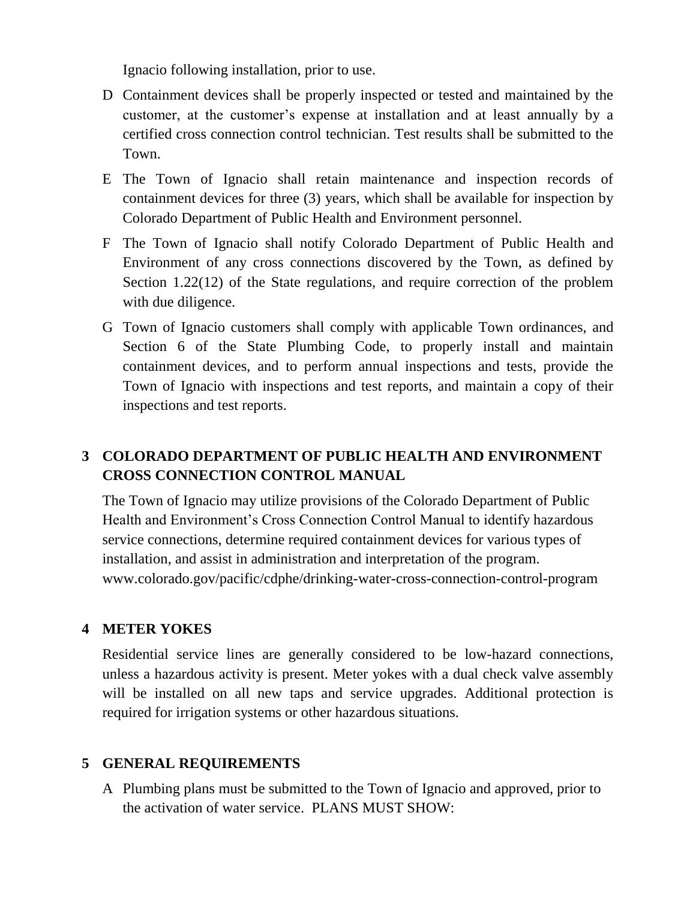Ignacio following installation, prior to use.

D Containment devices shall be properly inspected or tested and maintained by the customer, at the customer's expense at installation and at least annually by a certified cross connection control technician. Test results shall be submitted to the Town.

E The Town of Ignacio shall retain maintenance and inspection records of containment devices for three (3) years, which shall be available for inspection by Colorado Department of Public Health and Environment personnel.

F The Town of Ignacio shall notify Colorado Department of Public Health and Environment of any cross connections discovered by the Town, as defined by Section 1.22(12) of the State regulations, and require correction of the problem with due diligence.

G Town of Ignacio customers shall comply with applicable Town ordinances, and Section 6 of the State Plumbing Code, to properly install and maintain containment devices, and to perform annual inspections and tests, provide the Town of Ignacio with inspections and test reports, and maintain a copy of their inspections and test reports.

## 3 COLORADO DEPARTMENT OF PUBLIC HEALTH AND ENVIRONMENT CROSS CONNECTION CONTROL MANUAL

The Town of Ignacio may utilize provisions of the Colorado Department of Public Health and Environment's Cross Connection Control Manual to identify hazardous service connections, determine required containment devices for various types of installation, and assist in administration and interpretation of the program. www.colorado.gov/pacific/cdphe/drinking-water-cross-connection-control-program

## 4 METER YOKES

Residential service lines are generally considered to be low-hazard connections, unless a hazardous activity is present. Meter yokes with a dual check valve assembly will be installed on all new taps and service upgrades. Additional protection is required for irrigation systems or other hazardous situations.

## 5 GENERAL REQUIREMENTS

A Plumbing plans must be submitted to the Town of Ignacio and approved, prior to the activation of water service. PLANS MUST SHOW: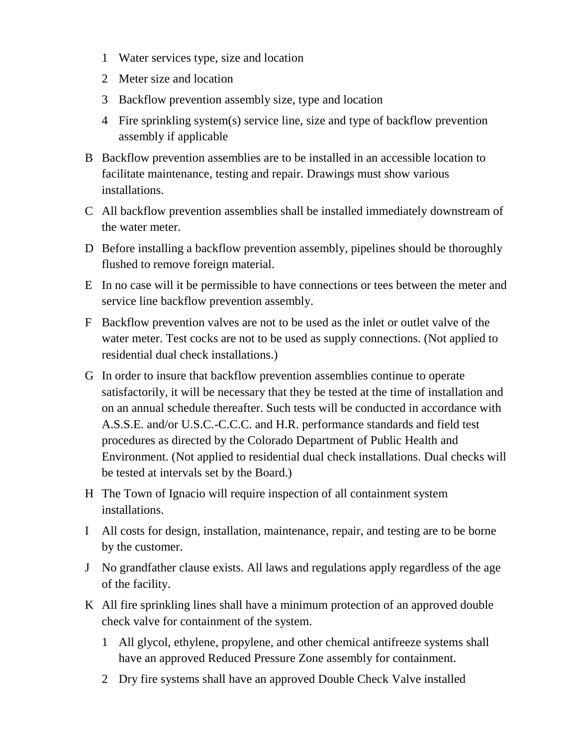1. Water services type, size and location
2. Meter size and location
3. Backflow prevention assembly size, type and location
4. Fire sprinkling system(s) service line, size and type of backflow prevention assembly if applicable

B Backflow prevention assemblies are to be installed in an accessible location to facilitate maintenance, testing and repair. Drawings must show various installations.

C All backflow prevention assemblies shall be installed immediately downstream of the water meter.

D Before installing a backflow prevention assembly, pipelines should be thoroughly flushed to remove foreign material.

E In no case will it be permissible to have connections or tees between the meter and service line backflow prevention assembly.

F Backflow prevention valves are not to be used as the inlet or outlet valve of the water meter. Test cocks are not to be used as supply connections. (Not applied to residential dual check installations.)

G In order to insure that backflow prevention assemblies continue to operate satisfactorily, it will be necessary that they be tested at the time of installation and on an annual schedule thereafter. Such tests will be conducted in accordance with A.S.S.E. and/or U.S.C.-C.C.C. and H.R. performance standards and field test procedures as directed by the Colorado Department of Public Health and Environment. (Not applied to residential dual check installations. Dual checks will be tested at intervals set by the Board.)

H The Town of Ignacio will require inspection of all containment system installations.

I All costs for design, installation, maintenance, repair, and testing are to be borne by the customer.

J No grandfather clause exists. All laws and regulations apply regardless of the age of the facility.

K All fire sprinkling lines shall have a minimum protection of an approved double check valve for containment of the system.

1. All glycol, ethylene, propylene, and other chemical antifreeze systems shall have an approved Reduced Pressure Zone assembly for containment.
2. Dry fire systems shall have an approved Double Check Valve installed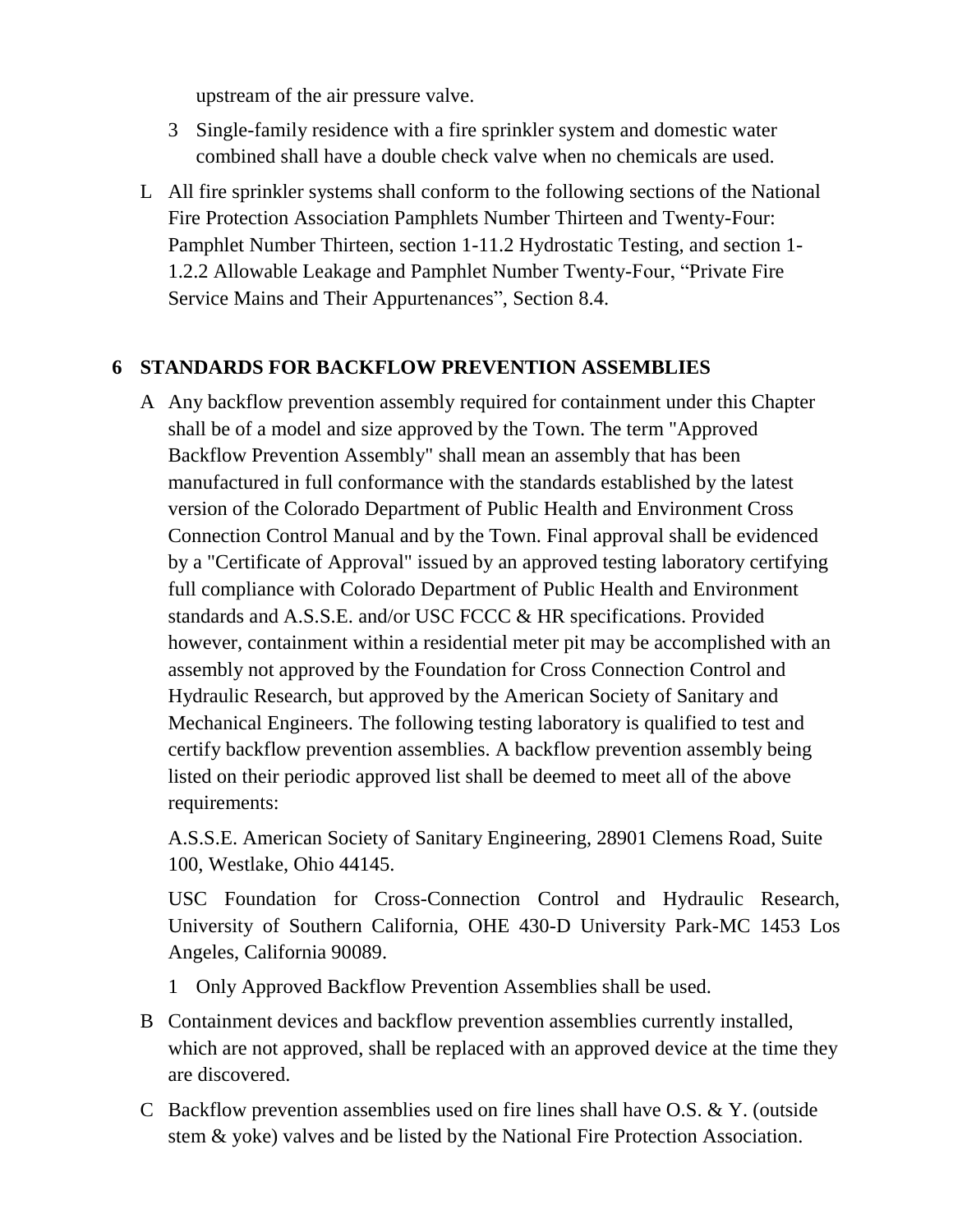upstream of the air pressure valve.

3 Single-family residence with a fire sprinkler system and domestic water combined shall have a double check valve when no chemicals are used.

L All fire sprinkler systems shall conform to the following sections of the National Fire Protection Association Pamphlets Number Thirteen and Twenty-Four: Pamphlet Number Thirteen, section 1-11.2 Hydrostatic Testing, and section 1-1.2.2 Allowable Leakage and Pamphlet Number Twenty-Four, "Private Fire Service Mains and Their Appurtenances", Section 8.4.

## 6 STANDARDS FOR BACKFLOW PREVENTION ASSEMBLIES

A Any backflow prevention assembly required for containment under this Chapter shall be of a model and size approved by the Town. The term "Approved Backflow Prevention Assembly" shall mean an assembly that has been manufactured in full conformance with the standards established by the latest version of the Colorado Department of Public Health and Environment Cross Connection Control Manual and by the Town. Final approval shall be evidenced by a "Certificate of Approval" issued by an approved testing laboratory certifying full compliance with Colorado Department of Public Health and Environment standards and A.S.S.E. and/or USC FCCC & HR specifications. Provided however, containment within a residential meter pit may be accomplished with an assembly not approved by the Foundation for Cross Connection Control and Hydraulic Research, but approved by the American Society of Sanitary and Mechanical Engineers. The following testing laboratory is qualified to test and certify backflow prevention assemblies. A backflow prevention assembly being listed on their periodic approved list shall be deemed to meet all of the above requirements:

A.S.S.E. American Society of Sanitary Engineering, 28901 Clemens Road, Suite 100, Westlake, Ohio 44145.

USC Foundation for Cross-Connection Control and Hydraulic Research, University of Southern California, OHE 430-D University Park-MC 1453 Los Angeles, California 90089.

1 Only Approved Backflow Prevention Assemblies shall be used.

B Containment devices and backflow prevention assemblies currently installed, which are not approved, shall be replaced with an approved device at the time they are discovered.

C Backflow prevention assemblies used on fire lines shall have O.S. & Y. (outside stem & yoke) valves and be listed by the National Fire Protection Association.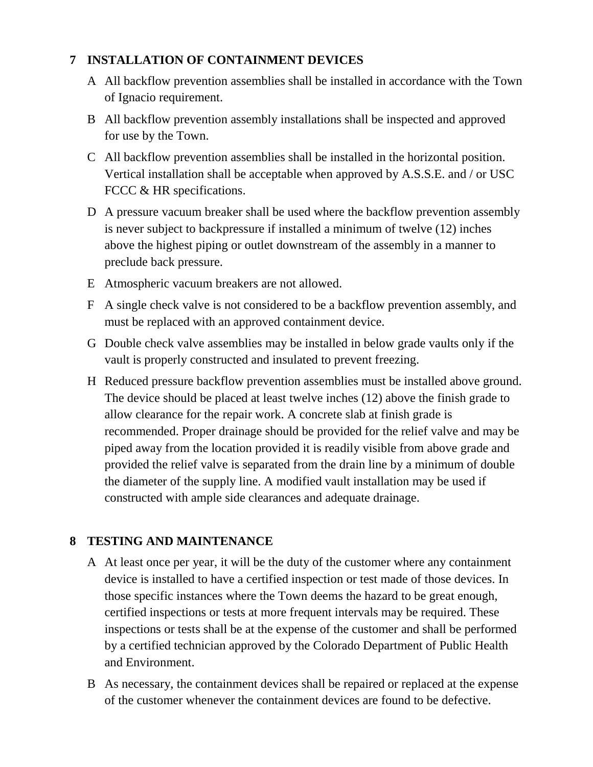## 7 INSTALLATION OF CONTAINMENT DEVICES

A All backflow prevention assemblies shall be installed in accordance with the Town of Ignacio requirement.

B All backflow prevention assembly installations shall be inspected and approved for use by the Town.

C All backflow prevention assemblies shall be installed in the horizontal position. Vertical installation shall be acceptable when approved by A.S.S.E. and / or USC FCCC & HR specifications.

D A pressure vacuum breaker shall be used where the backflow prevention assembly is never subject to backpressure if installed a minimum of twelve (12) inches above the highest piping or outlet downstream of the assembly in a manner to preclude back pressure.

E Atmospheric vacuum breakers are not allowed.

F A single check valve is not considered to be a backflow prevention assembly, and must be replaced with an approved containment device.

G Double check valve assemblies may be installed in below grade vaults only if the vault is properly constructed and insulated to prevent freezing.

H Reduced pressure backflow prevention assemblies must be installed above ground. The device should be placed at least twelve inches (12) above the finish grade to allow clearance for the repair work. A concrete slab at finish grade is recommended. Proper drainage should be provided for the relief valve and may be piped away from the location provided it is readily visible from above grade and provided the relief valve is separated from the drain line by a minimum of double the diameter of the supply line. A modified vault installation may be used if constructed with ample side clearances and adequate drainage.

## 8 TESTING AND MAINTENANCE

A At least once per year, it will be the duty of the customer where any containment device is installed to have a certified inspection or test made of those devices. In those specific instances where the Town deems the hazard to be great enough, certified inspections or tests at more frequent intervals may be required. These inspections or tests shall be at the expense of the customer and shall be performed by a certified technician approved by the Colorado Department of Public Health and Environment.

B As necessary, the containment devices shall be repaired or replaced at the expense of the customer whenever the containment devices are found to be defective.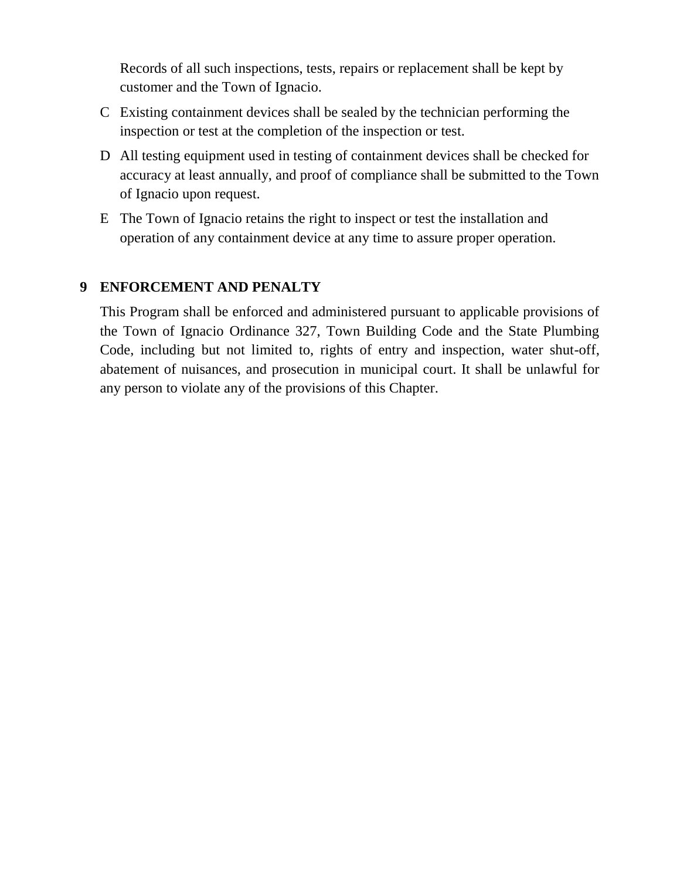Records of all such inspections, tests, repairs or replacement shall be kept by customer and the Town of Ignacio.

C Existing containment devices shall be sealed by the technician performing the inspection or test at the completion of the inspection or test.

D All testing equipment used in testing of containment devices shall be checked for accuracy at least annually, and proof of compliance shall be submitted to the Town of Ignacio upon request.

E The Town of Ignacio retains the right to inspect or test the installation and operation of any containment device at any time to assure proper operation.

## 9 ENFORCEMENT AND PENALTY

This Program shall be enforced and administered pursuant to applicable provisions of the Town of Ignacio Ordinance 327, Town Building Code and the State Plumbing Code, including but not limited to, rights of entry and inspection, water shut-off, abatement of nuisances, and prosecution in municipal court. It shall be unlawful for any person to violate any of the provisions of this Chapter.